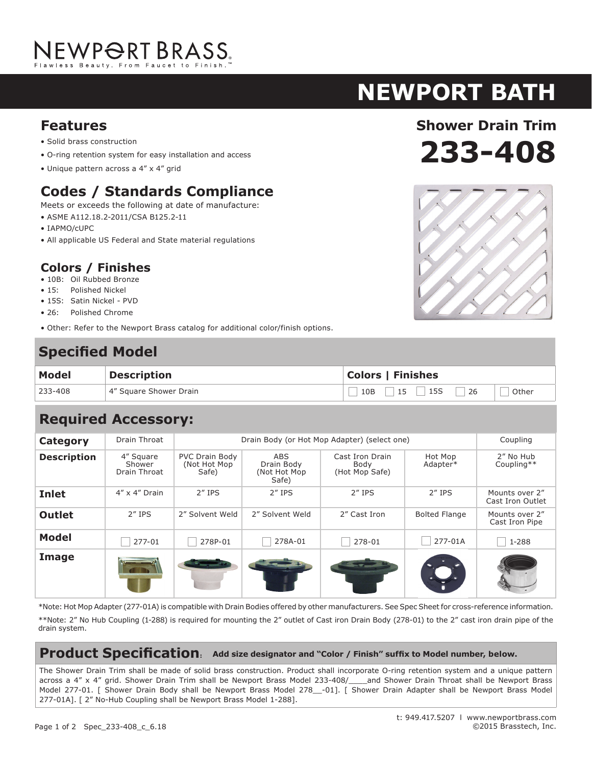NEWPORT BRASS
Flawless Beauty. From Faucet to Finish.™

# NEWPORT BATH

## Shower Drain Trim

# 233-408

## Features

- Solid brass construction
- O-ring retention system for easy installation and access
- Unique pattern across a 4" x 4" grid

## Codes / Standards Compliance

Meets or exceeds the following at date of manufacture:

- ASME A112.18.2-2011/CSA B125.2-11
- IAPMO/cUPC
- All applicable US Federal and State material regulations

### Colors / Finishes

- 10B: Oil Rubbed Bronze
- 15: Polished Nickel
- 15S: Satin Nickel - PVD
- 26: Polished Chrome
- Other: Refer to the Newport Brass catalog for additional color/finish options.

## Specified Model

| Model | Description | Colors \| Finishes |
|---|---|---|
| 233-408 | 4" Square Shower Drain | ☐ 10B ☐ 15 ☐ 15S ☐ 26 ☐ Other |

## Required Accessory:

| Category | Drain Throat | Drain Body (or Hot Mop Adapter) (select one) | | | | Coupling |
|---|---|---|---|---|---|---|
| Description | 4" Square Shower Drain Throat | PVC Drain Body (Not Hot Mop Safe) | ABS Drain Body (Not Hot Mop Safe) | Cast Iron Drain Body (Hot Mop Safe) | Hot Mop Adapter* | 2" No Hub Coupling** |
| Inlet | 4" x 4" Drain | 2" IPS | 2" IPS | 2" IPS | 2" IPS | Mounts over 2" Cast Iron Outlet |
| Outlet | 2" IPS | 2" Solvent Weld | 2" Solvent Weld | 2" Cast Iron | Bolted Flange | Mounts over 2" Cast Iron Pipe |
| Model | ☐ 277-01 | ☐ 278P-01 | ☐ 278A-01 | ☐ 278-01 | ☐ 277-01A | ☐ 1-288 |
| Image | | | | | | |

*Note: Hot Mop Adapter (277-01A) is compatible with Drain Bodies offered by other manufacturers. See Spec Sheet for cross-reference information.

**Note: 2" No Hub Coupling (1-288) is required for mounting the 2" outlet of Cast iron Drain Body (278-01) to the 2" cast iron drain pipe of the drain system.

## Product Specification: **Add size designator and "Color / Finish" suffix to Model number, below.**

The Shower Drain Trim shall be made of solid brass construction. Product shall incorporate O-ring retention system and a unique pattern across a 4" x 4" grid. Shower Drain Trim shall be Newport Brass Model 233-408/____and Shower Drain Throat shall be Newport Brass Model 277-01. [ Shower Drain Body shall be Newport Brass Model 278__-01]. [ Shower Drain Adapter shall be Newport Brass Model 277-01A]. [ 2" No-Hub Coupling shall be Newport Brass Model 1-288].

t: 949.417.5207 I www.newportbrass.com
©2015 Brasstech, Inc.

Spec_233-408_c_6.18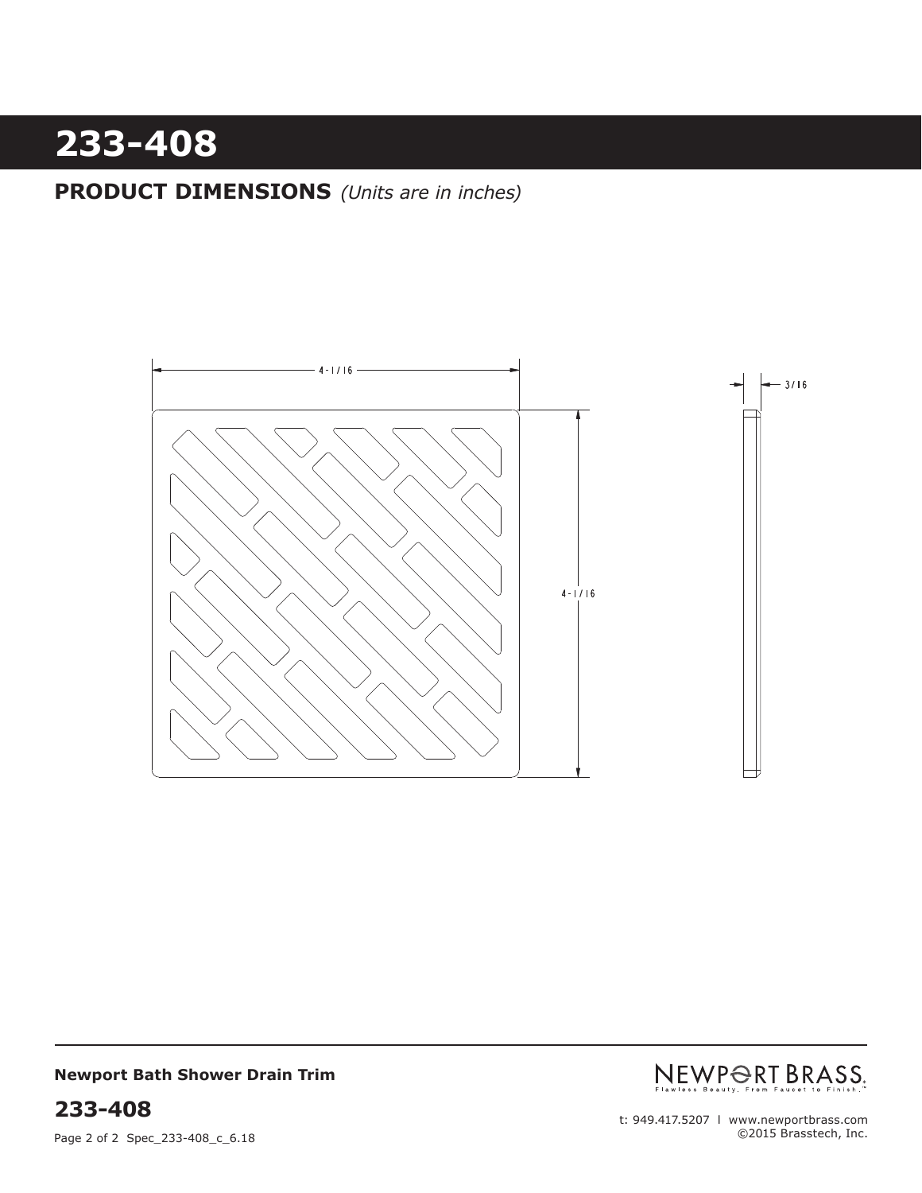# 233-408

## PRODUCT DIMENSIONS *(Units are in inches)*

4-1/16

4-1/16

3/16

**Newport Bath Shower Drain Trim**

**233-408**

Spec_233-408_c_6.18

NEWPORT BRASS.
Flawless Beauty. From Faucet to Finish.™

t: 949.417.5207 l www.newportbrass.com
©2015 Brasstech, Inc.